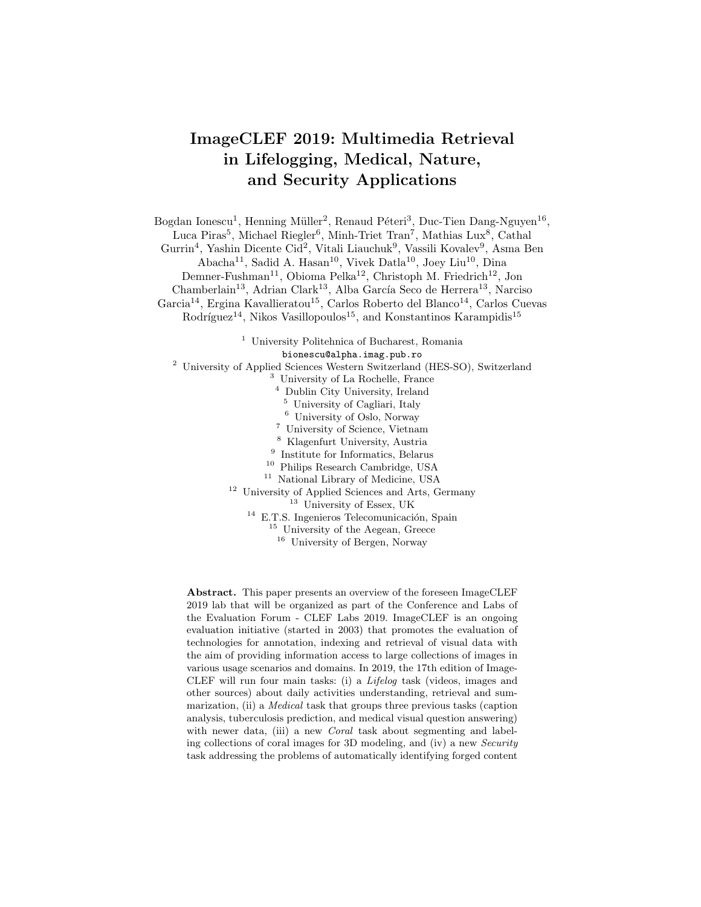# ImageCLEF 2019: Multimedia Retrieval in Lifelogging, Medical, Nature, and Security Applications

Bogdan Ionescu[1], Henning Müller[2], Renaud Péteri[3], Duc-Tien Dang-Nguyen[16], Luca Piras[5], Michael Riegler[6], Minh-Triet Tran[7], Mathias Lux[8], Cathal Gurrin[4], Yashin Dicente Cid[2], Vitali Liauchuk[9], Vassili Kovalev[9], Asma Ben Abacha[11], Sadid A. Hasan[10], Vivek Datla[10], Joey Liu[10], Dina Demner-Fushman[11], Obioma Pelka[12], Christoph M. Friedrich[12], Jon Chamberlain[13], Adrian Clark[13], Alba García Seco de Herrera[13], Narciso Garcia[14], Ergina Kavallieratou[15], Carlos Roberto del Blanco[14], Carlos Cuevas Rodríguez[14], Nikos Vasillopoulos[15], and Konstantinos Karampidis[15]

[1] University Politehnica of Bucharest, Romania
bionescu@alpha.imag.pub.ro
[2] University of Applied Sciences Western Switzerland (HES-SO), Switzerland
[3] University of La Rochelle, France
[4] Dublin City University, Ireland
[5] University of Cagliari, Italy
[6] University of Oslo, Norway
[7] University of Science, Vietnam
[8] Klagenfurt University, Austria
[9] Institute for Informatics, Belarus
[10] Philips Research Cambridge, USA
[11] National Library of Medicine, USA
[12] University of Applied Sciences and Arts, Germany
[13] University of Essex, UK
[14] E.T.S. Ingenieros Telecomunicación, Spain
[15] University of the Aegean, Greece
[16] University of Bergen, Norway

**Abstract.** This paper presents an overview of the foreseen ImageCLEF 2019 lab that will be organized as part of the Conference and Labs of the Evaluation Forum - CLEF Labs 2019. ImageCLEF is an ongoing evaluation initiative (started in 2003) that promotes the evaluation of technologies for annotation, indexing and retrieval of visual data with the aim of providing information access to large collections of images in various usage scenarios and domains. In 2019, the 17th edition of ImageCLEF will run four main tasks: (i) a *Lifelog* task (videos, images and other sources) about daily activities understanding, retrieval and summarization, (ii) a *Medical* task that groups three previous tasks (caption analysis, tuberculosis prediction, and medical visual question answering) with newer data, (iii) a new *Coral* task about segmenting and labeling collections of coral images for 3D modeling, and (iv) a new *Security* task addressing the problems of automatically identifying forged content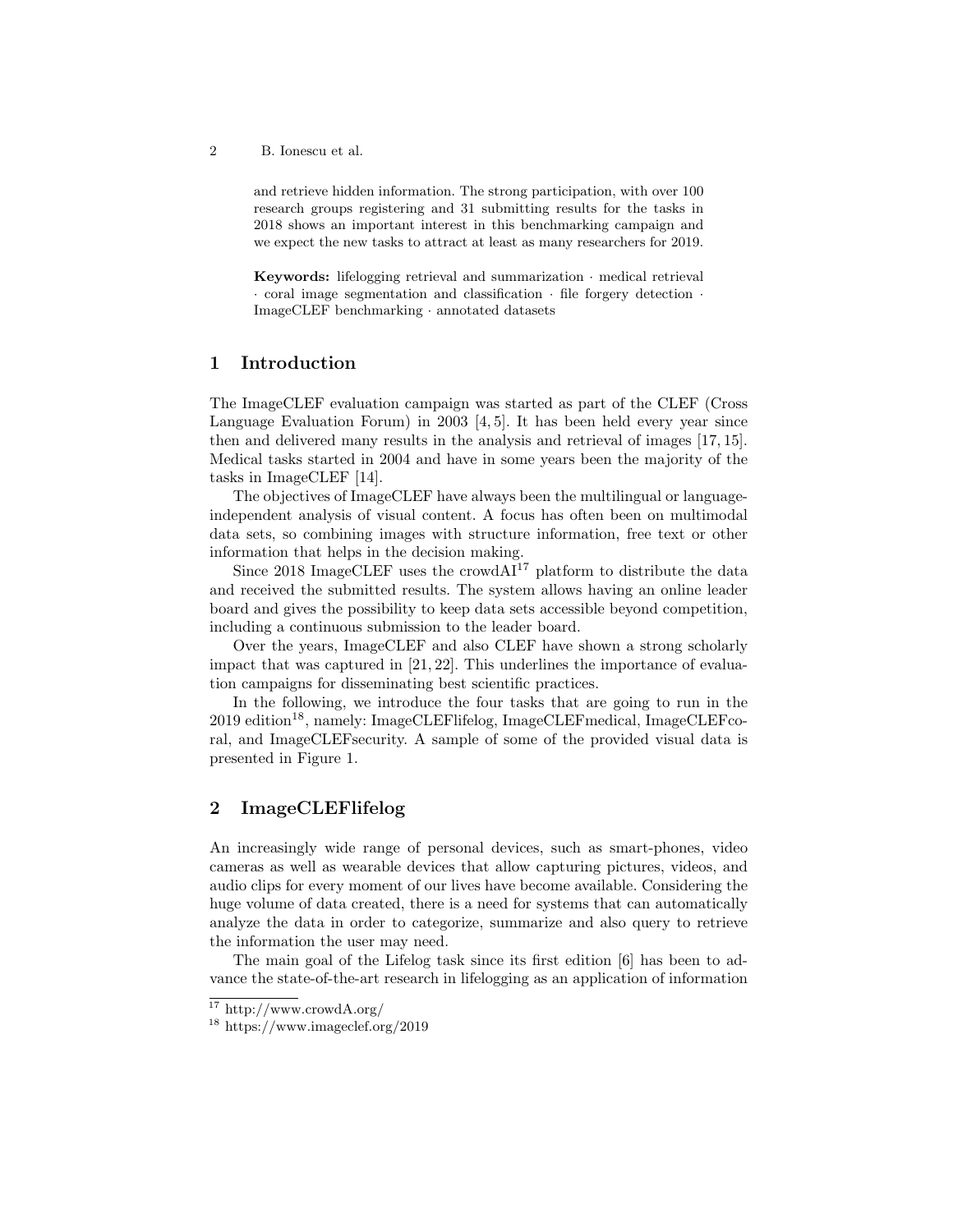and retrieve hidden information. The strong participation, with over 100 research groups registering and 31 submitting results for the tasks in 2018 shows an important interest in this benchmarking campaign and we expect the new tasks to attract at least as many researchers for 2019.

**Keywords:** lifelogging retrieval and summarization · medical retrieval · coral image segmentation and classification · file forgery detection · ImageCLEF benchmarking · annotated datasets

## 1 Introduction

The ImageCLEF evaluation campaign was started as part of the CLEF (Cross Language Evaluation Forum) in 2003 [4, 5]. It has been held every year since then and delivered many results in the analysis and retrieval of images [17, 15]. Medical tasks started in 2004 and have in some years been the majority of the tasks in ImageCLEF [14].

The objectives of ImageCLEF have always been the multilingual or language-independent analysis of visual content. A focus has often been on multimodal data sets, so combining images with structure information, free text or other information that helps in the decision making.

Since 2018 ImageCLEF uses the crowdAI[17] platform to distribute the data and received the submitted results. The system allows having an online leader board and gives the possibility to keep data sets accessible beyond competition, including a continuous submission to the leader board.

Over the years, ImageCLEF and also CLEF have shown a strong scholarly impact that was captured in [21, 22]. This underlines the importance of evaluation campaigns for disseminating best scientific practices.

In the following, we introduce the four tasks that are going to run in the 2019 edition[18], namely: ImageCLEFlifelog, ImageCLEFmedical, ImageCLEFcoral, and ImageCLEFsecurity. A sample of some of the provided visual data is presented in Figure 1.

## 2 ImageCLEFlifelog

An increasingly wide range of personal devices, such as smart-phones, video cameras as well as wearable devices that allow capturing pictures, videos, and audio clips for every moment of our lives have become available. Considering the huge volume of data created, there is a need for systems that can automatically analyze the data in order to categorize, summarize and also query to retrieve the information the user may need.

The main goal of the Lifelog task since its first edition [6] has been to advance the state-of-the-art research in lifelogging as an application of information

---

[17] http://www.crowdA.org/

[18] https://www.imageclef.org/2019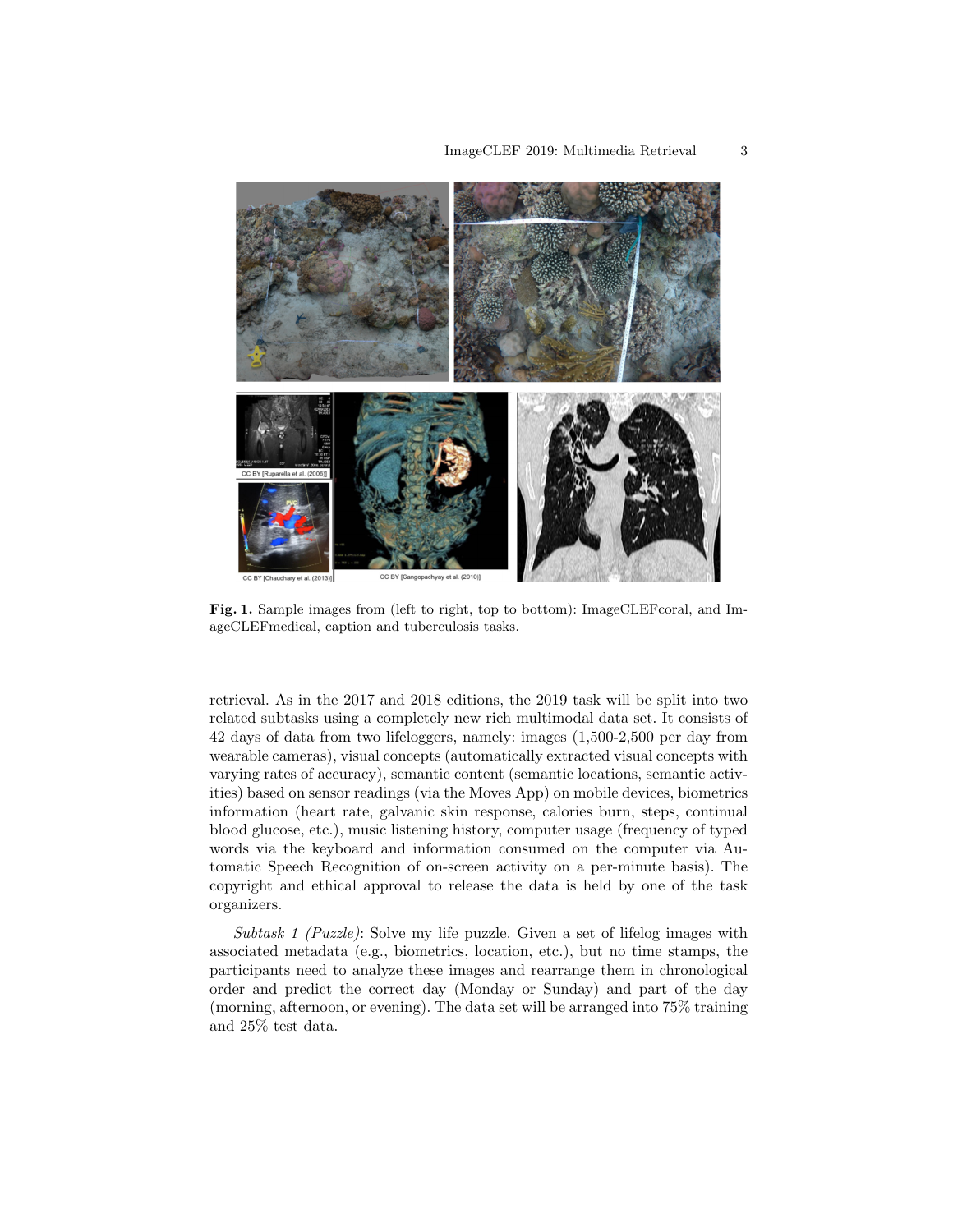Fig. 1. Sample images from (left to right, top to bottom): ImageCLEFcoral, and ImageCLEFmedical, caption and tuberculosis tasks.

retrieval. As in the 2017 and 2018 editions, the 2019 task will be split into two related subtasks using a completely new rich multimodal data set. It consists of 42 days of data from two lifeloggers, namely: images (1,500-2,500 per day from wearable cameras), visual concepts (automatically extracted visual concepts with varying rates of accuracy), semantic content (semantic locations, semantic activities) based on sensor readings (via the Moves App) on mobile devices, biometrics information (heart rate, galvanic skin response, calories burn, steps, continual blood glucose, etc.), music listening history, computer usage (frequency of typed words via the keyboard and information consumed on the computer via Automatic Speech Recognition of on-screen activity on a per-minute basis). The copyright and ethical approval to release the data is held by one of the task organizers.

*Subtask 1 (Puzzle)*: Solve my life puzzle. Given a set of lifelog images with associated metadata (e.g., biometrics, location, etc.), but no time stamps, the participants need to analyze these images and rearrange them in chronological order and predict the correct day (Monday or Sunday) and part of the day (morning, afternoon, or evening). The data set will be arranged into 75% training and 25% test data.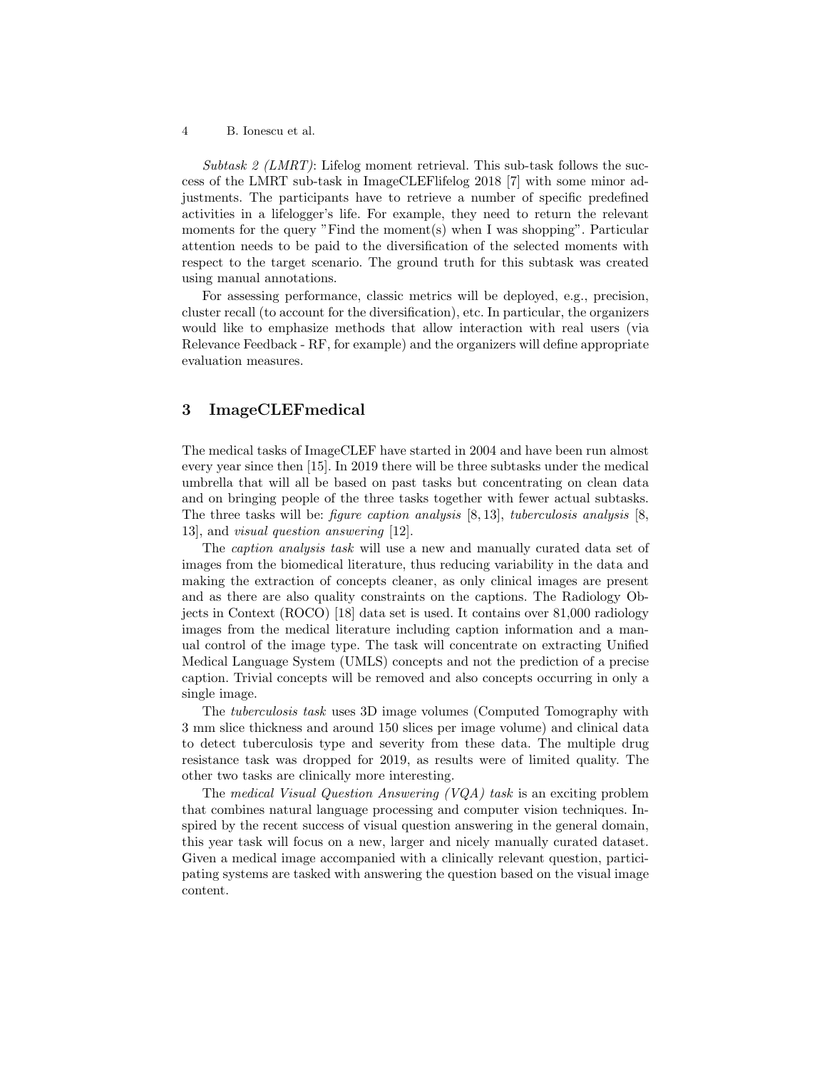*Subtask 2 (LMRT)*: Lifelog moment retrieval. This sub-task follows the success of the LMRT sub-task in ImageCLEFlifelog 2018 [7] with some minor adjustments. The participants have to retrieve a number of specific predefined activities in a lifelogger's life. For example, they need to return the relevant moments for the query "Find the moment(s) when I was shopping". Particular attention needs to be paid to the diversification of the selected moments with respect to the target scenario. The ground truth for this subtask was created using manual annotations.

For assessing performance, classic metrics will be deployed, e.g., precision, cluster recall (to account for the diversification), etc. In particular, the organizers would like to emphasize methods that allow interaction with real users (via Relevance Feedback - RF, for example) and the organizers will define appropriate evaluation measures.

## 3 ImageCLEFmedical

The medical tasks of ImageCLEF have started in 2004 and have been run almost every year since then [15]. In 2019 there will be three subtasks under the medical umbrella that will all be based on past tasks but concentrating on clean data and on bringing people of the three tasks together with fewer actual subtasks. The three tasks will be: *figure caption analysis* [8, 13], *tuberculosis analysis* [8, 13], and *visual question answering* [12].

The *caption analysis task* will use a new and manually curated data set of images from the biomedical literature, thus reducing variability in the data and making the extraction of concepts cleaner, as only clinical images are present and as there are also quality constraints on the captions. The Radiology Objects in Context (ROCO) [18] data set is used. It contains over 81,000 radiology images from the medical literature including caption information and a manual control of the image type. The task will concentrate on extracting Unified Medical Language System (UMLS) concepts and not the prediction of a precise caption. Trivial concepts will be removed and also concepts occurring in only a single image.

The *tuberculosis task* uses 3D image volumes (Computed Tomography with 3 mm slice thickness and around 150 slices per image volume) and clinical data to detect tuberculosis type and severity from these data. The multiple drug resistance task was dropped for 2019, as results were of limited quality. The other two tasks are clinically more interesting.

The *medical Visual Question Answering (VQA) task* is an exciting problem that combines natural language processing and computer vision techniques. Inspired by the recent success of visual question answering in the general domain, this year task will focus on a new, larger and nicely manually curated dataset. Given a medical image accompanied with a clinically relevant question, participating systems are tasked with answering the question based on the visual image content.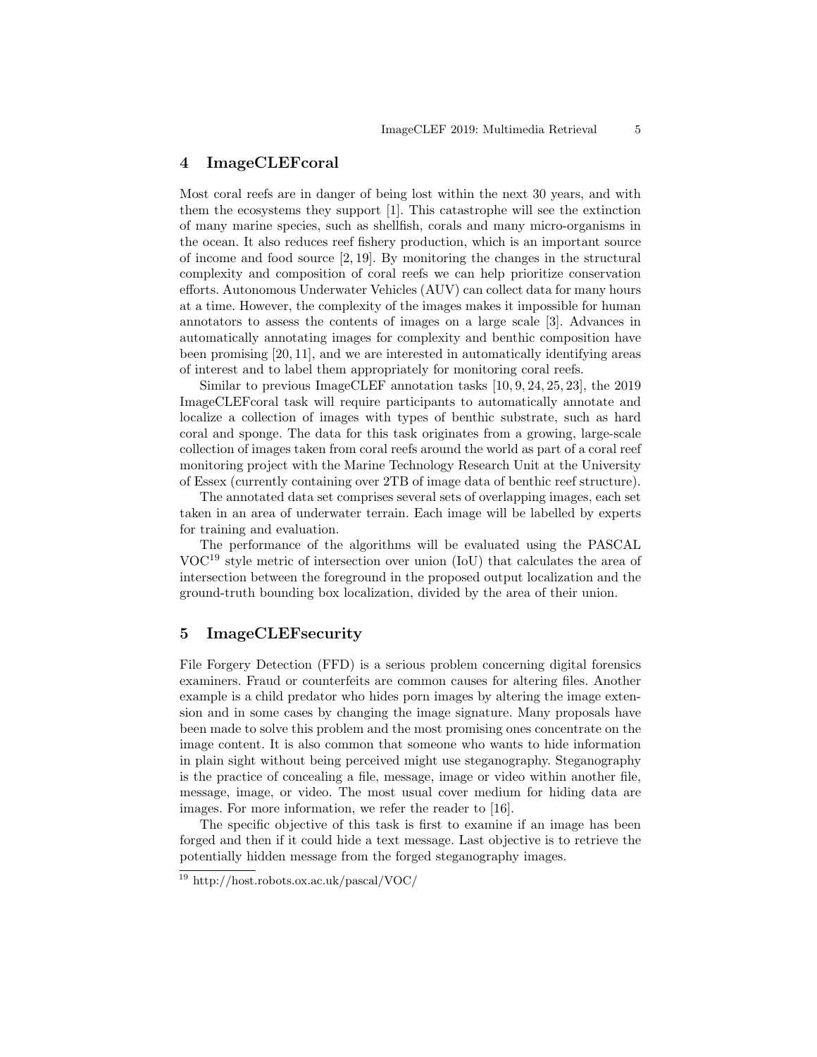## 4 ImageCLEFcoral

Most coral reefs are in danger of being lost within the next 30 years, and with them the ecosystems they support [1]. This catastrophe will see the extinction of many marine species, such as shellfish, corals and many micro-organisms in the ocean. It also reduces reef fishery production, which is an important source of income and food source [2, 19]. By monitoring the changes in the structural complexity and composition of coral reefs we can help prioritize conservation efforts. Autonomous Underwater Vehicles (AUV) can collect data for many hours at a time. However, the complexity of the images makes it impossible for human annotators to assess the contents of images on a large scale [3]. Advances in automatically annotating images for complexity and benthic composition have been promising [20, 11], and we are interested in automatically identifying areas of interest and to label them appropriately for monitoring coral reefs.

Similar to previous ImageCLEF annotation tasks [10, 9, 24, 25, 23], the 2019 ImageCLEFcoral task will require participants to automatically annotate and localize a collection of images with types of benthic substrate, such as hard coral and sponge. The data for this task originates from a growing, large-scale collection of images taken from coral reefs around the world as part of a coral reef monitoring project with the Marine Technology Research Unit at the University of Essex (currently containing over 2TB of image data of benthic reef structure).

The annotated data set comprises several sets of overlapping images, each set taken in an area of underwater terrain. Each image will be labelled by experts for training and evaluation.

The performance of the algorithms will be evaluated using the PASCAL VOC[19] style metric of intersection over union (IoU) that calculates the area of intersection between the foreground in the proposed output localization and the ground-truth bounding box localization, divided by the area of their union.

## 5 ImageCLEFsecurity

File Forgery Detection (FFD) is a serious problem concerning digital forensics examiners. Fraud or counterfeits are common causes for altering files. Another example is a child predator who hides porn images by altering the image extension and in some cases by changing the image signature. Many proposals have been made to solve this problem and the most promising ones concentrate on the image content. It is also common that someone who wants to hide information in plain sight without being perceived might use steganography. Steganography is the practice of concealing a file, message, image or video within another file, message, image, or video. The most usual cover medium for hiding data are images. For more information, we refer the reader to [16].

The specific objective of this task is first to examine if an image has been forged and then if it could hide a text message. Last objective is to retrieve the potentially hidden message from the forged steganography images.

[19] http://host.robots.ox.ac.uk/pascal/VOC/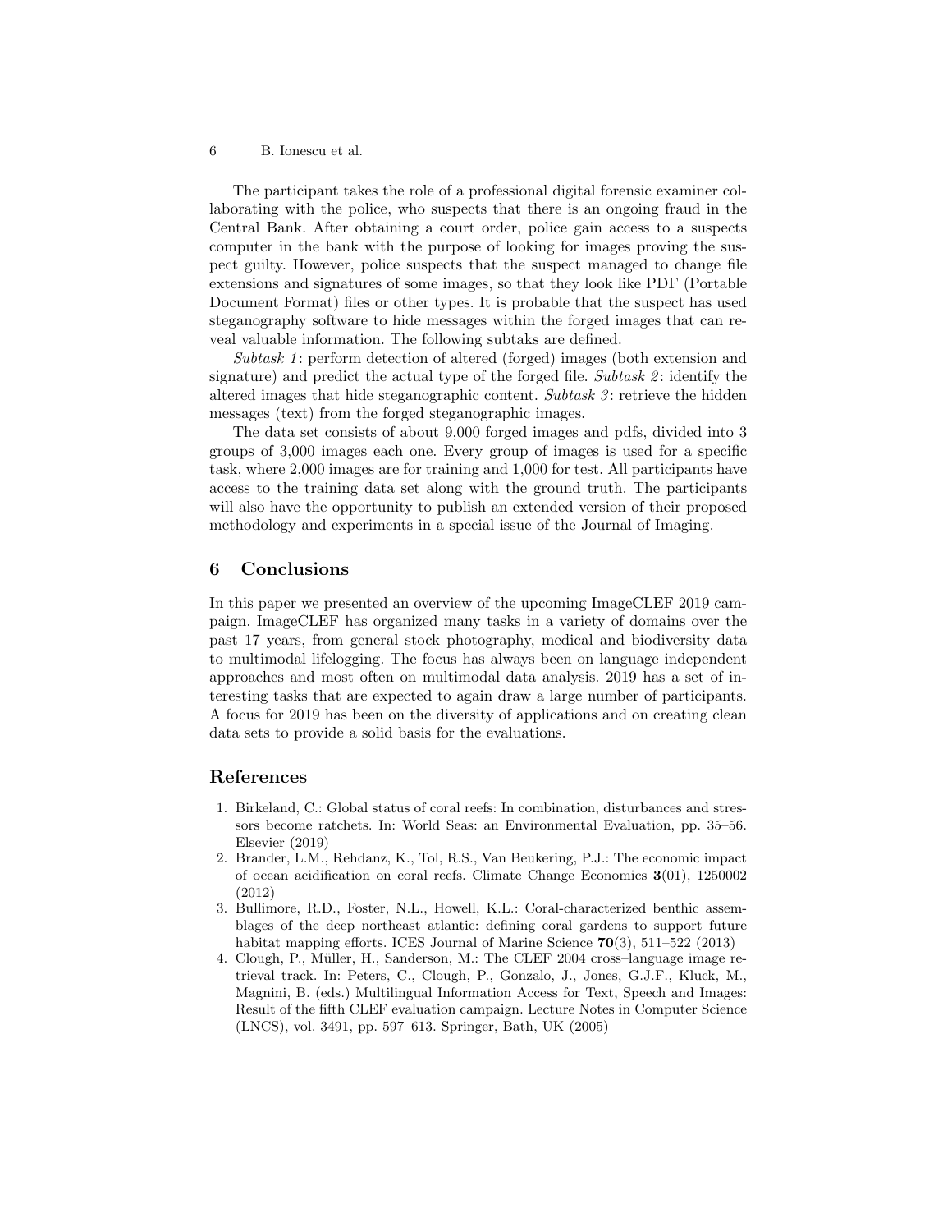The participant takes the role of a professional digital forensic examiner collaborating with the police, who suspects that there is an ongoing fraud in the Central Bank. After obtaining a court order, police gain access to a suspects computer in the bank with the purpose of looking for images proving the suspect guilty. However, police suspects that the suspect managed to change file extensions and signatures of some images, so that they look like PDF (Portable Document Format) files or other types. It is probable that the suspect has used steganography software to hide messages within the forged images that can reveal valuable information. The following subtaks are defined.

*Subtask 1*: perform detection of altered (forged) images (both extension and signature) and predict the actual type of the forged file. *Subtask 2*: identify the altered images that hide steganographic content. *Subtask 3*: retrieve the hidden messages (text) from the forged steganographic images.

The data set consists of about 9,000 forged images and pdfs, divided into 3 groups of 3,000 images each one. Every group of images is used for a specific task, where 2,000 images are for training and 1,000 for test. All participants have access to the training data set along with the ground truth. The participants will also have the opportunity to publish an extended version of their proposed methodology and experiments in a special issue of the Journal of Imaging.

## 6 Conclusions

In this paper we presented an overview of the upcoming ImageCLEF 2019 campaign. ImageCLEF has organized many tasks in a variety of domains over the past 17 years, from general stock photography, medical and biodiversity data to multimodal lifelogging. The focus has always been on language independent approaches and most often on multimodal data analysis. 2019 has a set of interesting tasks that are expected to again draw a large number of participants. A focus for 2019 has been on the diversity of applications and on creating clean data sets to provide a solid basis for the evaluations.

## References

1. Birkeland, C.: Global status of coral reefs: In combination, disturbances and stressors become ratchets. In: World Seas: an Environmental Evaluation, pp. 35–56. Elsevier (2019)
2. Brander, L.M., Rehdanz, K., Tol, R.S., Van Beukering, P.J.: The economic impact of ocean acidification on coral reefs. Climate Change Economics **3**(01), 1250002 (2012)
3. Bullimore, R.D., Foster, N.L., Howell, K.L.: Coral-characterized benthic assemblages of the deep northeast atlantic: defining coral gardens to support future habitat mapping efforts. ICES Journal of Marine Science **70**(3), 511–522 (2013)
4. Clough, P., Müller, H., Sanderson, M.: The CLEF 2004 cross–language image retrieval track. In: Peters, C., Clough, P., Gonzalo, J., Jones, G.J.F., Kluck, M., Magnini, B. (eds.) Multilingual Information Access for Text, Speech and Images: Result of the fifth CLEF evaluation campaign. Lecture Notes in Computer Science (LNCS), vol. 3491, pp. 597–613. Springer, Bath, UK (2005)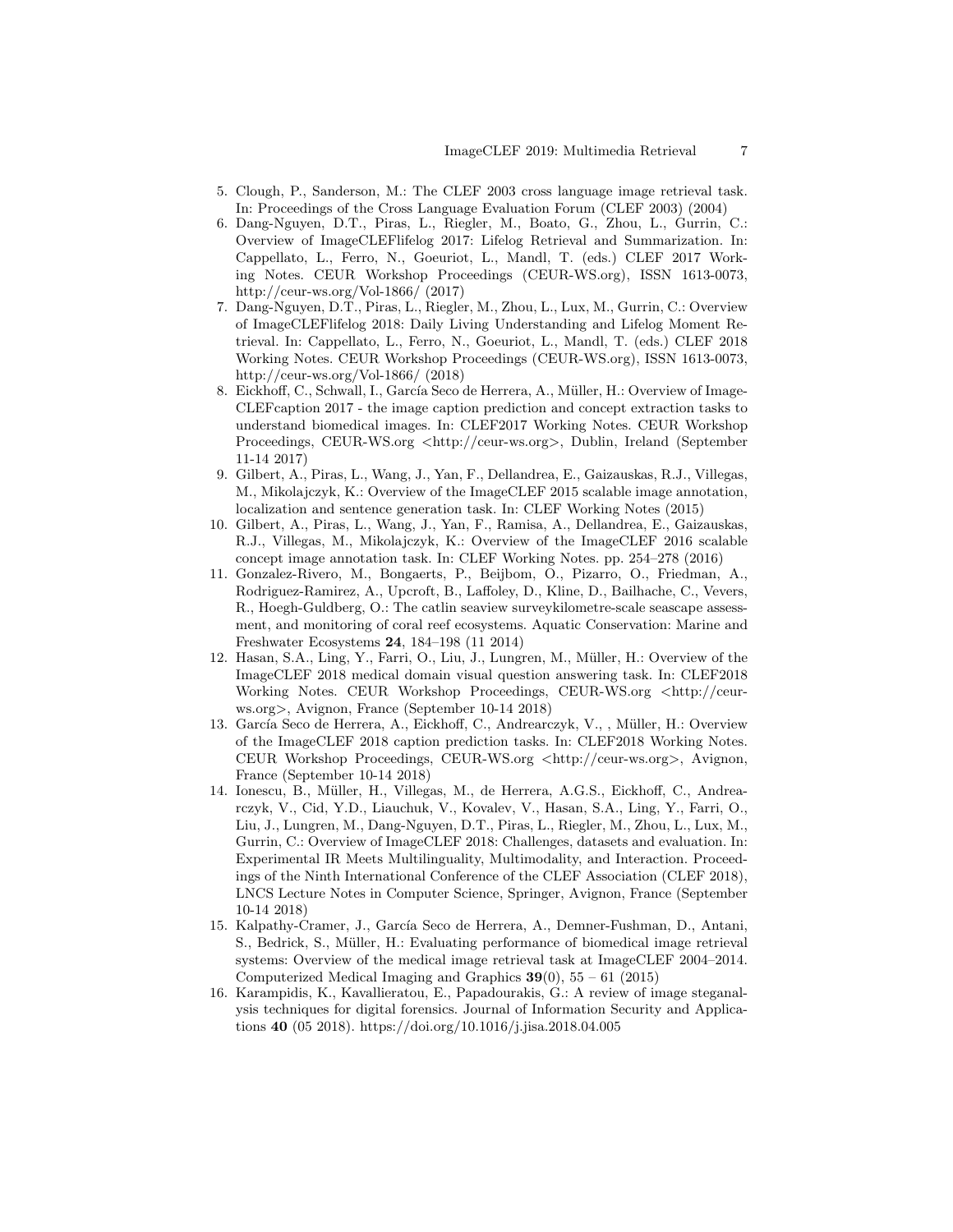5. Clough, P., Sanderson, M.: The CLEF 2003 cross language image retrieval task. In: Proceedings of the Cross Language Evaluation Forum (CLEF 2003) (2004)
6. Dang-Nguyen, D.T., Piras, L., Riegler, M., Boato, G., Zhou, L., Gurrin, C.: Overview of ImageCLEFlifelog 2017: Lifelog Retrieval and Summarization. In: Cappellato, L., Ferro, N., Goeuriot, L., Mandl, T. (eds.) CLEF 2017 Working Notes. CEUR Workshop Proceedings (CEUR-WS.org), ISSN 1613-0073, http://ceur-ws.org/Vol-1866/ (2017)
7. Dang-Nguyen, D.T., Piras, L., Riegler, M., Zhou, L., Lux, M., Gurrin, C.: Overview of ImageCLEFlifelog 2018: Daily Living Understanding and Lifelog Moment Retrieval. In: Cappellato, L., Ferro, N., Goeuriot, L., Mandl, T. (eds.) CLEF 2018 Working Notes. CEUR Workshop Proceedings (CEUR-WS.org), ISSN 1613-0073, http://ceur-ws.org/Vol-1866/ (2018)
8. Eickhoff, C., Schwall, I., García Seco de Herrera, A., Müller, H.: Overview of ImageCLEFcaption 2017 - the image caption prediction and concept extraction tasks to understand biomedical images. In: CLEF2017 Working Notes. CEUR Workshop Proceedings, CEUR-WS.org <http://ceur-ws.org>, Dublin, Ireland (September 11-14 2017)
9. Gilbert, A., Piras, L., Wang, J., Yan, F., Dellandrea, E., Gaizauskas, R.J., Villegas, M., Mikolajczyk, K.: Overview of the ImageCLEF 2015 scalable image annotation, localization and sentence generation task. In: CLEF Working Notes (2015)
10. Gilbert, A., Piras, L., Wang, J., Yan, F., Ramisa, A., Dellandrea, E., Gaizauskas, R.J., Villegas, M., Mikolajczyk, K.: Overview of the ImageCLEF 2016 scalable concept image annotation task. In: CLEF Working Notes. pp. 254–278 (2016)
11. Gonzalez-Rivero, M., Bongaerts, P., Beijbom, O., Pizarro, O., Friedman, A., Rodriguez-Ramirez, A., Upcroft, B., Laffoley, D., Kline, D., Bailhache, C., Vevers, R., Hoegh-Guldberg, O.: The catlin seaview surveykilometre-scale seascape assessment, and monitoring of coral reef ecosystems. Aquatic Conservation: Marine and Freshwater Ecosystems **24**, 184–198 (11 2014)
12. Hasan, S.A., Ling, Y., Farri, O., Liu, J., Lungren, M., Müller, H.: Overview of the ImageCLEF 2018 medical domain visual question answering task. In: CLEF2018 Working Notes. CEUR Workshop Proceedings, CEUR-WS.org <http://ceur-ws.org>, Avignon, France (September 10-14 2018)
13. García Seco de Herrera, A., Eickhoff, C., Andrearczyk, V., , Müller, H.: Overview of the ImageCLEF 2018 caption prediction tasks. In: CLEF2018 Working Notes. CEUR Workshop Proceedings, CEUR-WS.org <http://ceur-ws.org>, Avignon, France (September 10-14 2018)
14. Ionescu, B., Müller, H., Villegas, M., de Herrera, A.G.S., Eickhoff, C., Andrearczyk, V., Cid, Y.D., Liauchuk, V., Kovalev, V., Hasan, S.A., Ling, Y., Farri, O., Liu, J., Lungren, M., Dang-Nguyen, D.T., Piras, L., Riegler, M., Zhou, L., Lux, M., Gurrin, C.: Overview of ImageCLEF 2018: Challenges, datasets and evaluation. In: Experimental IR Meets Multilinguality, Multimodality, and Interaction. Proceedings of the Ninth International Conference of the CLEF Association (CLEF 2018), LNCS Lecture Notes in Computer Science, Springer, Avignon, France (September 10-14 2018)
15. Kalpathy-Cramer, J., García Seco de Herrera, A., Demner-Fushman, D., Antani, S., Bedrick, S., Müller, H.: Evaluating performance of biomedical image retrieval systems: Overview of the medical image retrieval task at ImageCLEF 2004–2014. Computerized Medical Imaging and Graphics **39**(0), 55 – 61 (2015)
16. Karampidis, K., Kavallieratou, E., Papadourakis, G.: A review of image steganalysis techniques for digital forensics. Journal of Information Security and Applications **40** (05 2018). https://doi.org/10.1016/j.jisa.2018.04.005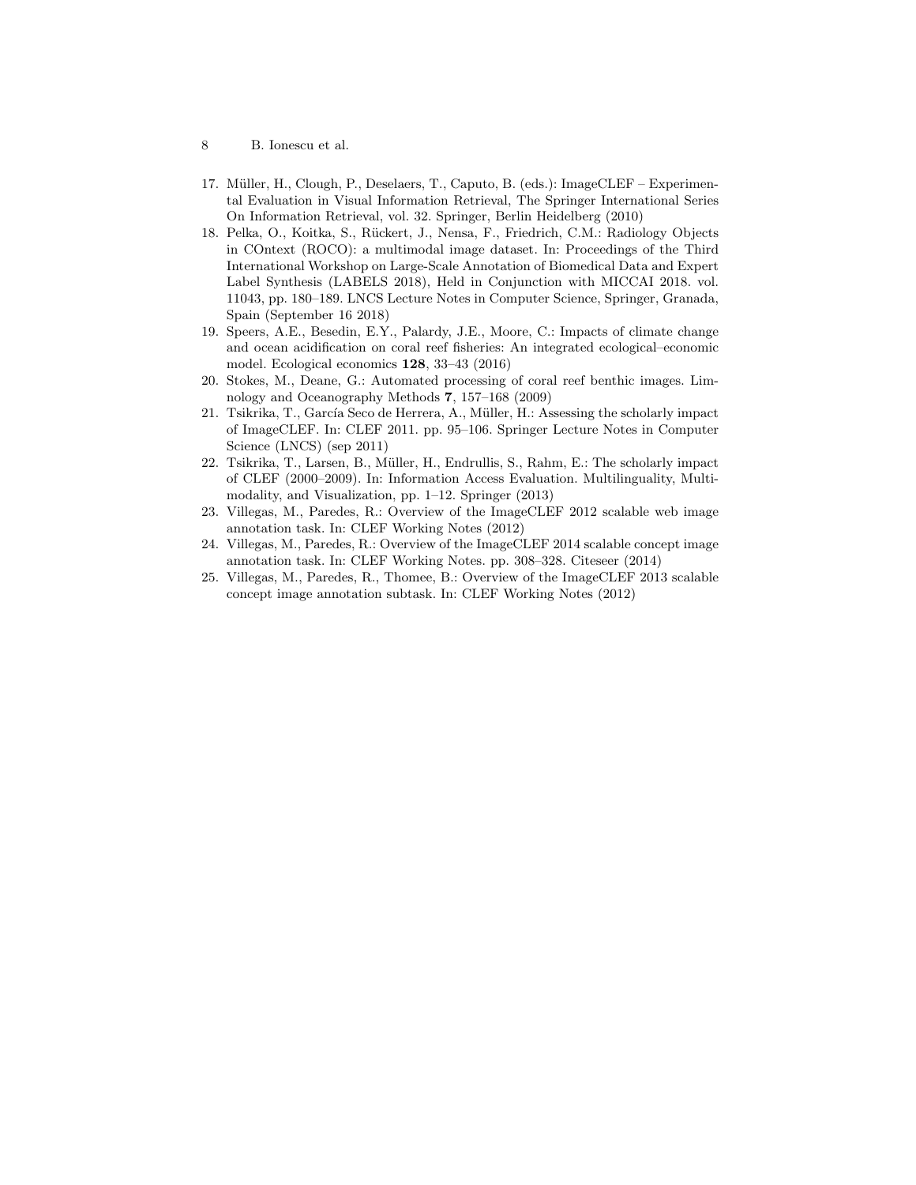17. Müller, H., Clough, P., Deselaers, T., Caputo, B. (eds.): ImageCLEF – Experimental Evaluation in Visual Information Retrieval, The Springer International Series On Information Retrieval, vol. 32. Springer, Berlin Heidelberg (2010)
18. Pelka, O., Koitka, S., Rückert, J., Nensa, F., Friedrich, C.M.: Radiology Objects in COntext (ROCO): a multimodal image dataset. In: Proceedings of the Third International Workshop on Large-Scale Annotation of Biomedical Data and Expert Label Synthesis (LABELS 2018), Held in Conjunction with MICCAI 2018. vol. 11043, pp. 180–189. LNCS Lecture Notes in Computer Science, Springer, Granada, Spain (September 16 2018)
19. Speers, A.E., Besedin, E.Y., Palardy, J.E., Moore, C.: Impacts of climate change and ocean acidification on coral reef fisheries: An integrated ecological–economic model. Ecological economics **128**, 33–43 (2016)
20. Stokes, M., Deane, G.: Automated processing of coral reef benthic images. Limnology and Oceanography Methods **7**, 157–168 (2009)
21. Tsikrika, T., García Seco de Herrera, A., Müller, H.: Assessing the scholarly impact of ImageCLEF. In: CLEF 2011. pp. 95–106. Springer Lecture Notes in Computer Science (LNCS) (sep 2011)
22. Tsikrika, T., Larsen, B., Müller, H., Endrullis, S., Rahm, E.: The scholarly impact of CLEF (2000–2009). In: Information Access Evaluation. Multilinguality, Multimodality, and Visualization, pp. 1–12. Springer (2013)
23. Villegas, M., Paredes, R.: Overview of the ImageCLEF 2012 scalable web image annotation task. In: CLEF Working Notes (2012)
24. Villegas, M., Paredes, R.: Overview of the ImageCLEF 2014 scalable concept image annotation task. In: CLEF Working Notes. pp. 308–328. Citeseer (2014)
25. Villegas, M., Paredes, R., Thomee, B.: Overview of the ImageCLEF 2013 scalable concept image annotation subtask. In: CLEF Working Notes (2012)